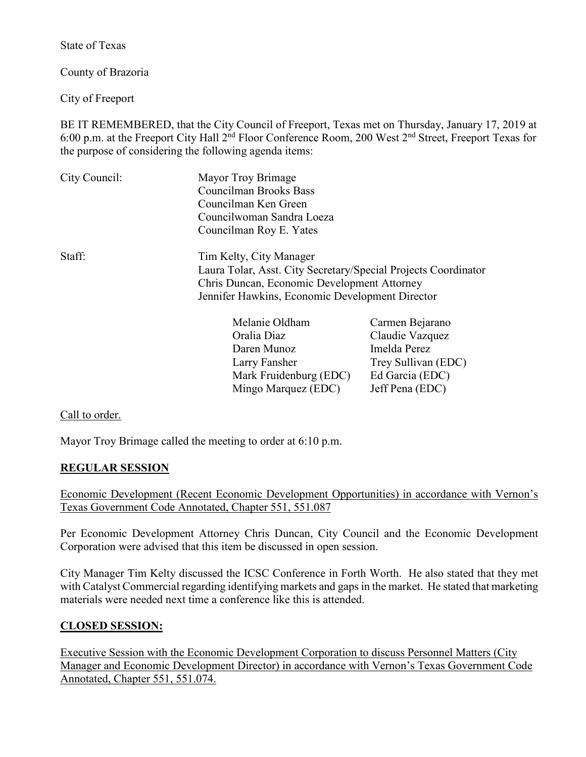State of Texas

County of Brazoria

City of Freeport

BE IT REMEMBERED, that the City Council of Freeport, Texas met on Thursday, January 17, 2019 at 6:00 p.m. at the Freeport City Hall 2nd Floor Conference Room, 200 West 2nd Street, Freeport Texas for the purpose of considering the following agenda items:

City Council: Mayor Troy Brimage
Councilman Brooks Bass
Councilman Ken Green
Councilwoman Sandra Loeza
Councilman Roy E. Yates

Staff: Tim Kelty, City Manager
Laura Tolar, Asst. City Secretary/Special Projects Coordinator
Chris Duncan, Economic Development Attorney
Jennifer Hawkins, Economic Development Director

| | |
|---|---|
| Melanie Oldham | Carmen Bejarano |
| Oralia Diaz | Claudie Vazquez |
| Daren Munoz | Imelda Perez |
| Larry Fansher | Trey Sullivan (EDC) |
| Mark Fruidenburg (EDC) | Ed Garcia (EDC) |
| Mingo Marquez (EDC) | Jeff Pena (EDC) |

Call to order.

Mayor Troy Brimage called the meeting to order at 6:10 p.m.

**REGULAR SESSION**

Economic Development (Recent Economic Development Opportunities) in accordance with Vernon's Texas Government Code Annotated, Chapter 551, 551.087

Per Economic Development Attorney Chris Duncan, City Council and the Economic Development Corporation were advised that this item be discussed in open session.

City Manager Tim Kelty discussed the ICSC Conference in Forth Worth. He also stated that they met with Catalyst Commercial regarding identifying markets and gaps in the market. He stated that marketing materials were needed next time a conference like this is attended.

**CLOSED SESSION:**

Executive Session with the Economic Development Corporation to discuss Personnel Matters (City Manager and Economic Development Director) in accordance with Vernon's Texas Government Code Annotated, Chapter 551, 551.074.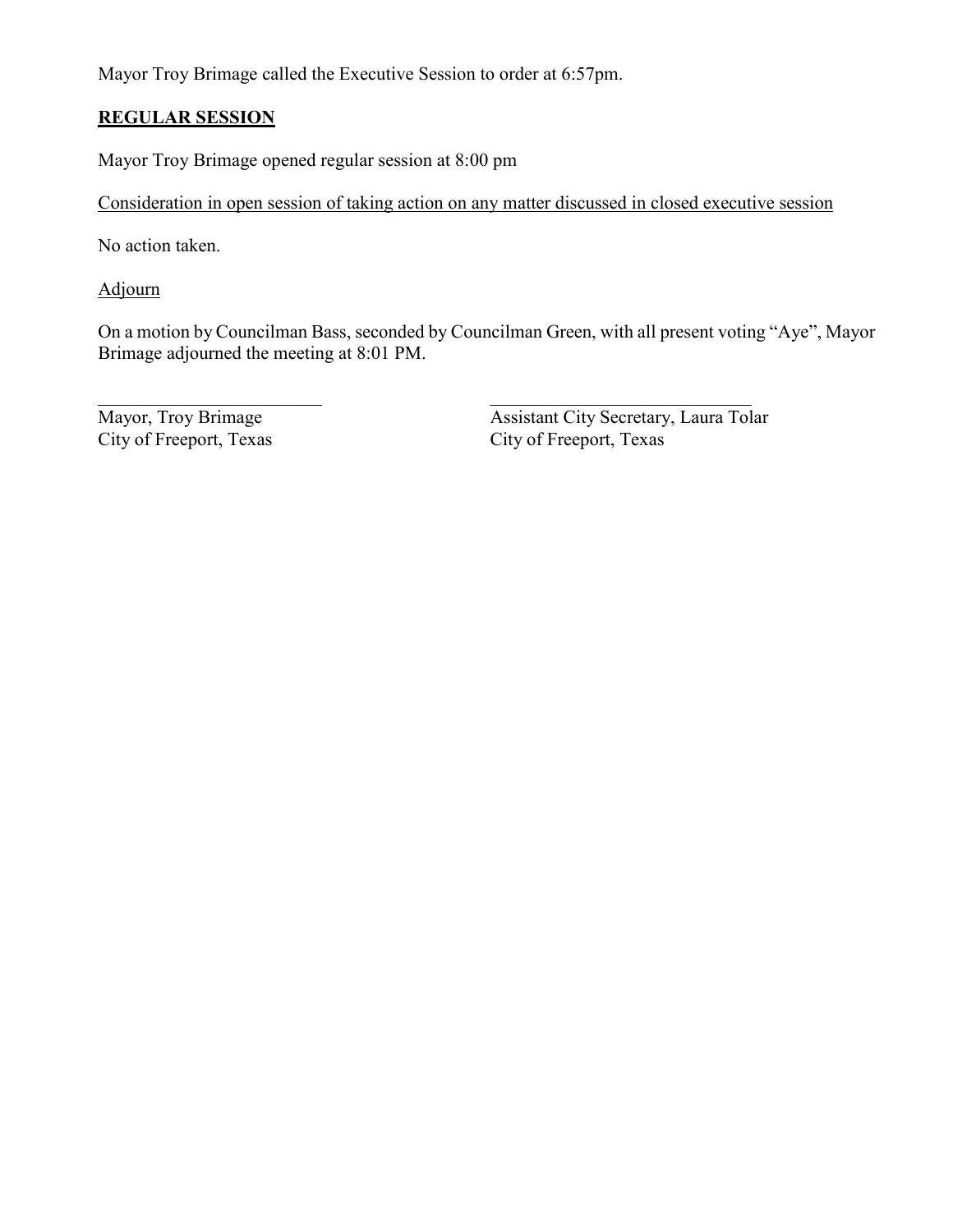Mayor Troy Brimage called the Executive Session to order at 6:57pm.

**REGULAR SESSION**

Mayor Troy Brimage opened regular session at 8:00 pm

Consideration in open session of taking action on any matter discussed in closed executive session

No action taken.

Adjourn

On a motion by Councilman Bass, seconded by Councilman Green, with all present voting "Aye", Mayor Brimage adjourned the meeting at 8:01 PM.

| | |
|---|---|
| ________________________ | ____________________________ |
| Mayor, Troy Brimage | Assistant City Secretary, Laura Tolar |
| City of Freeport, Texas | City of Freeport, Texas |